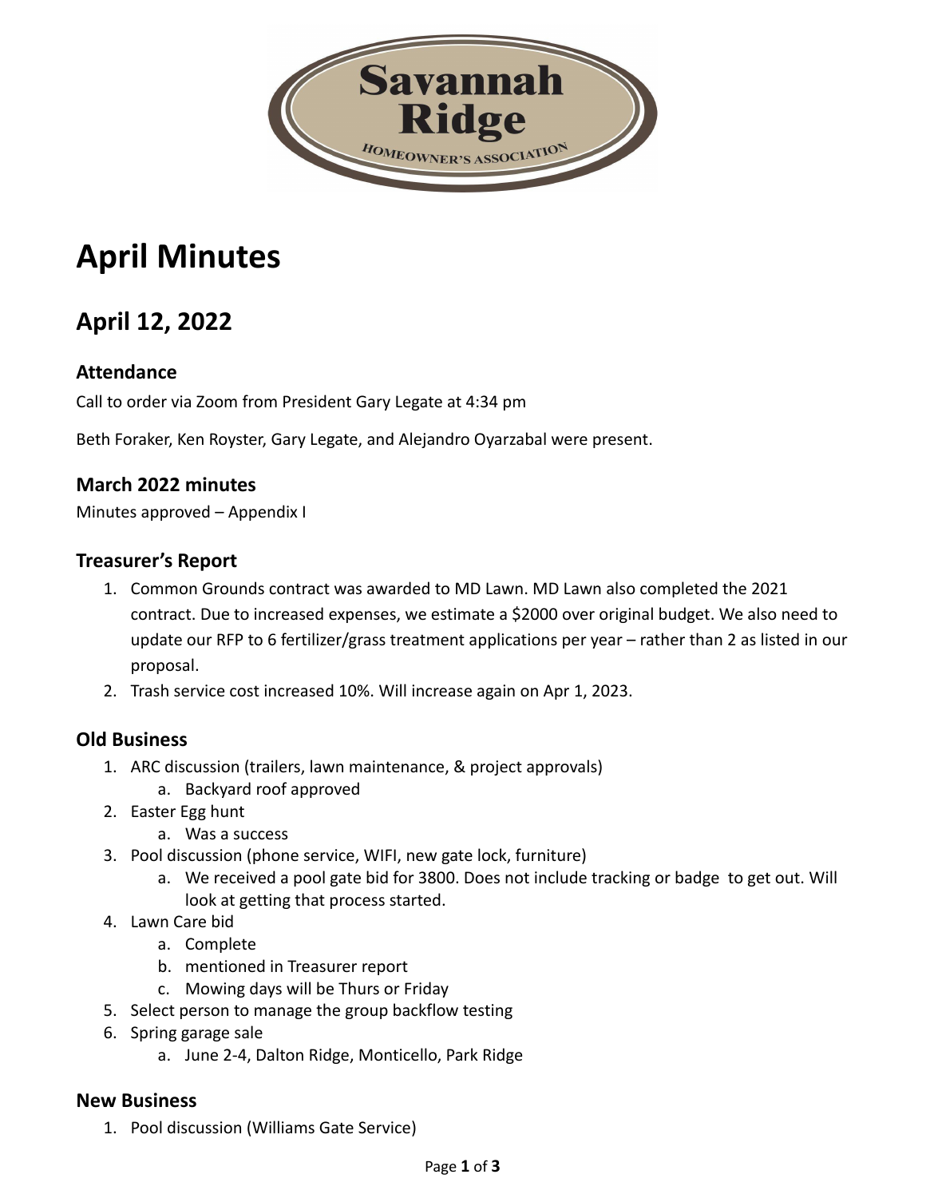Savannah Ridge

HOMEOWNER'S ASSOCIATION

# April Minutes

## April 12, 2022

### Attendance

Call to order via Zoom from President Gary Legate at 4:34 pm

Beth Foraker, Ken Royster, Gary Legate, and Alejandro Oyarzabal were present.

### March 2022 minutes

Minutes approved – Appendix I

### Treasurer's Report

1. Common Grounds contract was awarded to MD Lawn. MD Lawn also completed the 2021 contract. Due to increased expenses, we estimate a $2000 over original budget. We also need to update our RFP to 6 fertilizer/grass treatment applications per year – rather than 2 as listed in our proposal.
2. Trash service cost increased 10%. Will increase again on Apr 1, 2023.

### Old Business

1. ARC discussion (trailers, lawn maintenance, & project approvals)
   a. Backyard roof approved
2. Easter Egg hunt
   a. Was a success
3. Pool discussion (phone service, WIFI, new gate lock, furniture)
   a. We received a pool gate bid for 3800. Does not include tracking or badge to get out. Will look at getting that process started.
4. Lawn Care bid
   a. Complete
   b. mentioned in Treasurer report
   c. Mowing days will be Thurs or Friday
5. Select person to manage the group backflow testing
6. Spring garage sale
   a. June 2-4, Dalton Ridge, Monticello, Park Ridge

### New Business

1. Pool discussion (Williams Gate Service)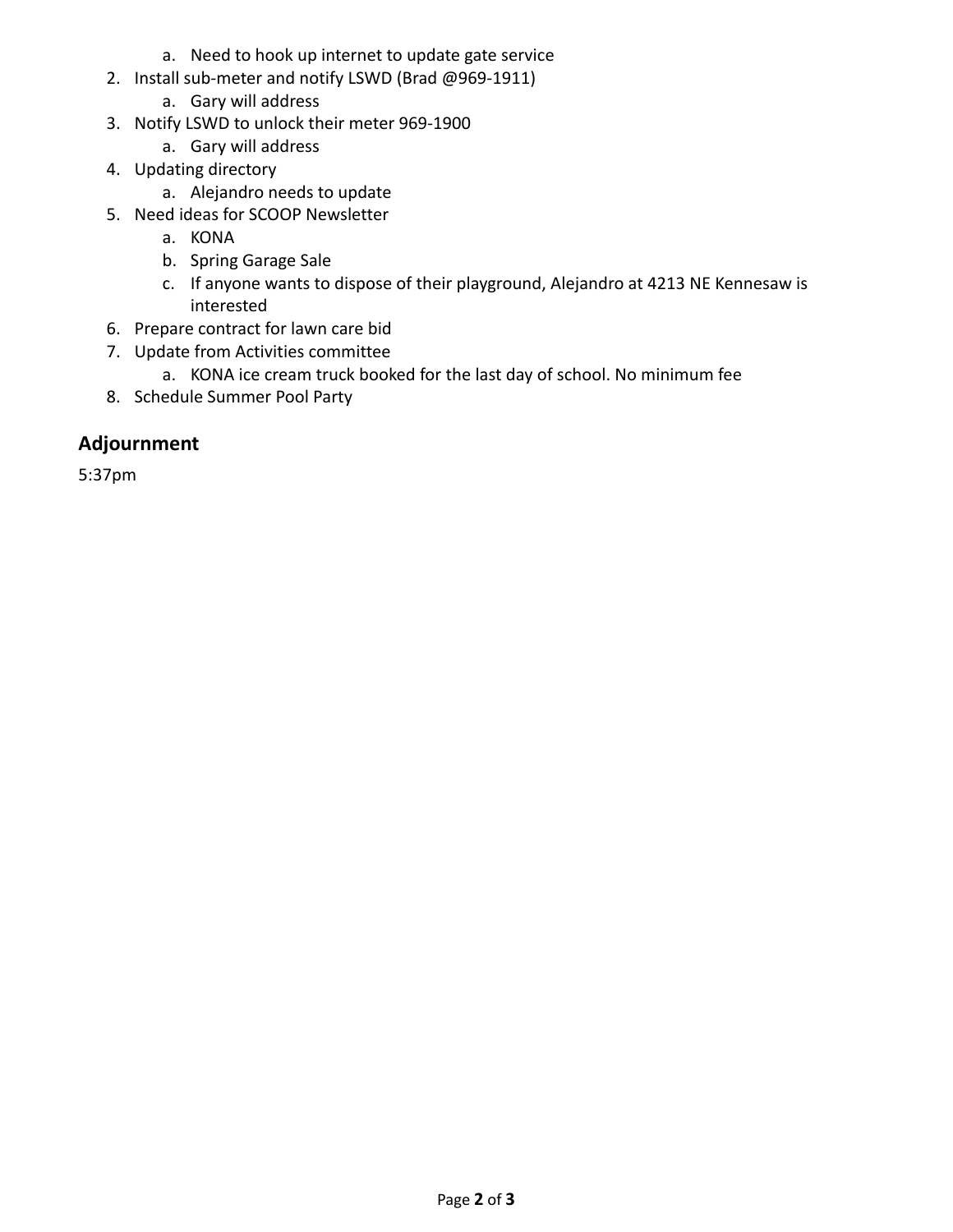a. Need to hook up internet to update gate service
2. Install sub-meter and notify LSWD (Brad @969-1911)
    a. Gary will address
3. Notify LSWD to unlock their meter 969-1900
    a. Gary will address
4. Updating directory
    a. Alejandro needs to update
5. Need ideas for SCOOP Newsletter
    a. KONA
    b. Spring Garage Sale
    c. If anyone wants to dispose of their playground, Alejandro at 4213 NE Kennesaw is interested
6. Prepare contract for lawn care bid
7. Update from Activities committee
    a. KONA ice cream truck booked for the last day of school. No minimum fee
8. Schedule Summer Pool Party

## Adjournment

5:37pm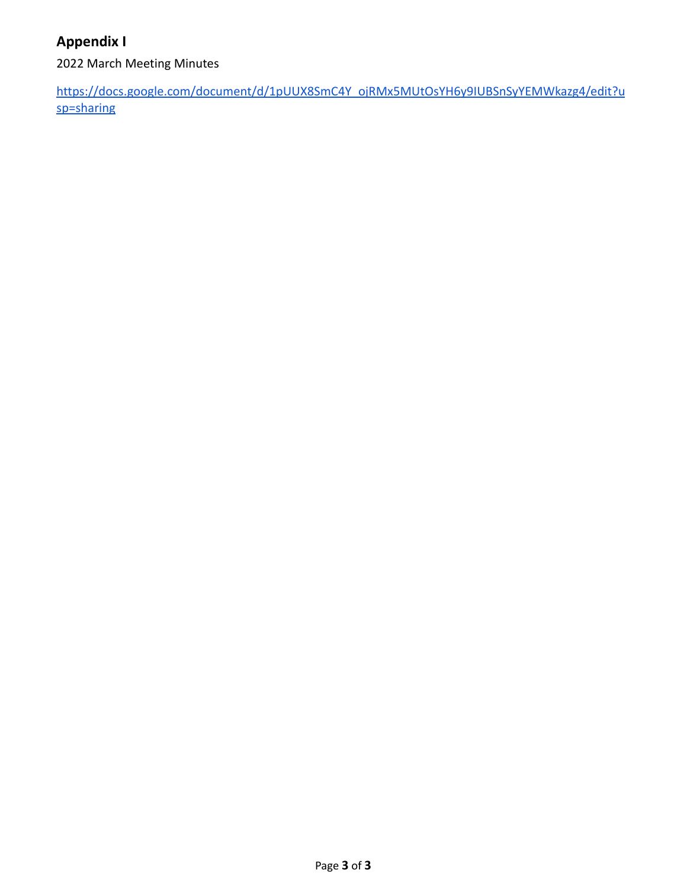## Appendix I

2022 March Meeting Minutes

https://docs.google.com/document/d/1pUUX8SmC4Y_ojRMx5MUtOsYH6y9IUBSnSyYEMWkazg4/edit?usp=sharing